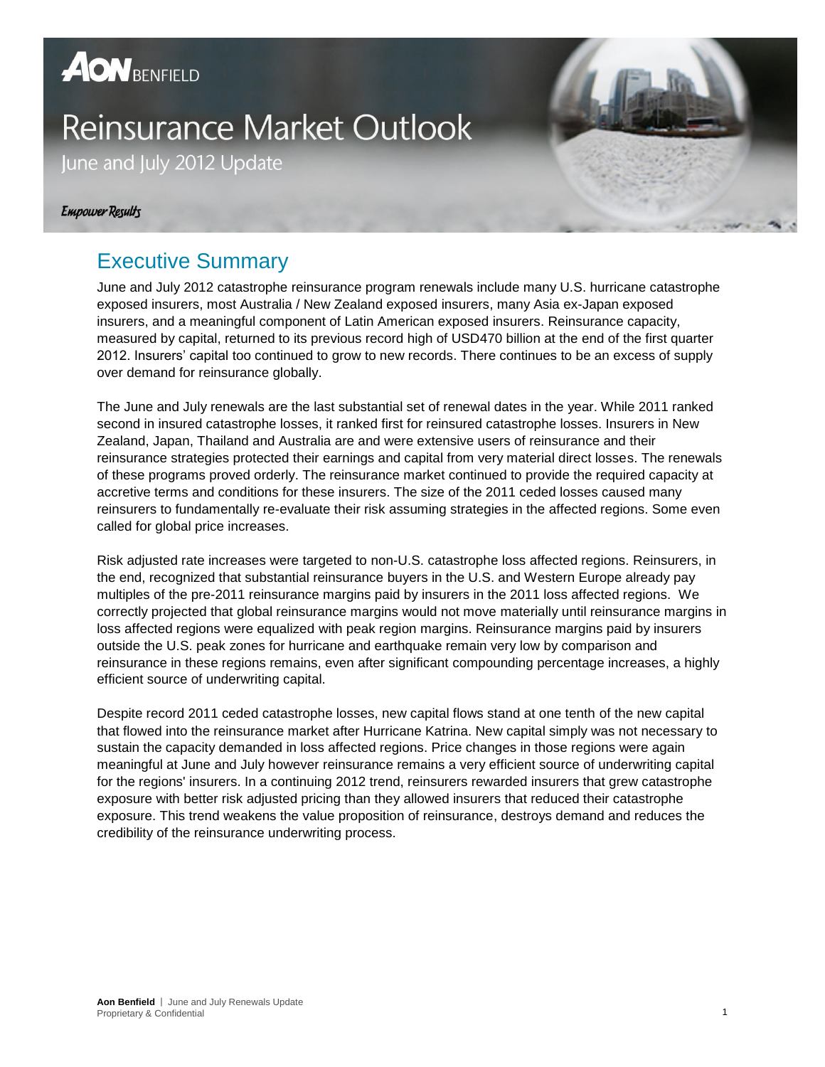AON BENFIELD

# Reinsurance Market Outlook

June and July 2012 Update

*Empower Results*

## Executive Summary

June and July 2012 catastrophe reinsurance program renewals include many U.S. hurricane catastrophe exposed insurers, most Australia / New Zealand exposed insurers, many Asia ex-Japan exposed insurers, and a meaningful component of Latin American exposed insurers. Reinsurance capacity, measured by capital, returned to its previous record high of USD470 billion at the end of the first quarter 2012. Insurers' capital too continued to grow to new records. There continues to be an excess of supply over demand for reinsurance globally.

The June and July renewals are the last substantial set of renewal dates in the year. While 2011 ranked second in insured catastrophe losses, it ranked first for reinsured catastrophe losses. Insurers in New Zealand, Japan, Thailand and Australia are and were extensive users of reinsurance and their reinsurance strategies protected their earnings and capital from very material direct losses. The renewals of these programs proved orderly. The reinsurance market continued to provide the required capacity at accretive terms and conditions for these insurers. The size of the 2011 ceded losses caused many reinsurers to fundamentally re-evaluate their risk assuming strategies in the affected regions. Some even called for global price increases.

Risk adjusted rate increases were targeted to non-U.S. catastrophe loss affected regions. Reinsurers, in the end, recognized that substantial reinsurance buyers in the U.S. and Western Europe already pay multiples of the pre-2011 reinsurance margins paid by insurers in the 2011 loss affected regions. We correctly projected that global reinsurance margins would not move materially until reinsurance margins in loss affected regions were equalized with peak region margins. Reinsurance margins paid by insurers outside the U.S. peak zones for hurricane and earthquake remain very low by comparison and reinsurance in these regions remains, even after significant compounding percentage increases, a highly efficient source of underwriting capital.

Despite record 2011 ceded catastrophe losses, new capital flows stand at one tenth of the new capital that flowed into the reinsurance market after Hurricane Katrina. New capital simply was not necessary to sustain the capacity demanded in loss affected regions. Price changes in those regions were again meaningful at June and July however reinsurance remains a very efficient source of underwriting capital for the regions' insurers. In a continuing 2012 trend, reinsurers rewarded insurers that grew catastrophe exposure with better risk adjusted pricing than they allowed insurers that reduced their catastrophe exposure. This trend weakens the value proposition of reinsurance, destroys demand and reduces the credibility of the reinsurance underwriting process.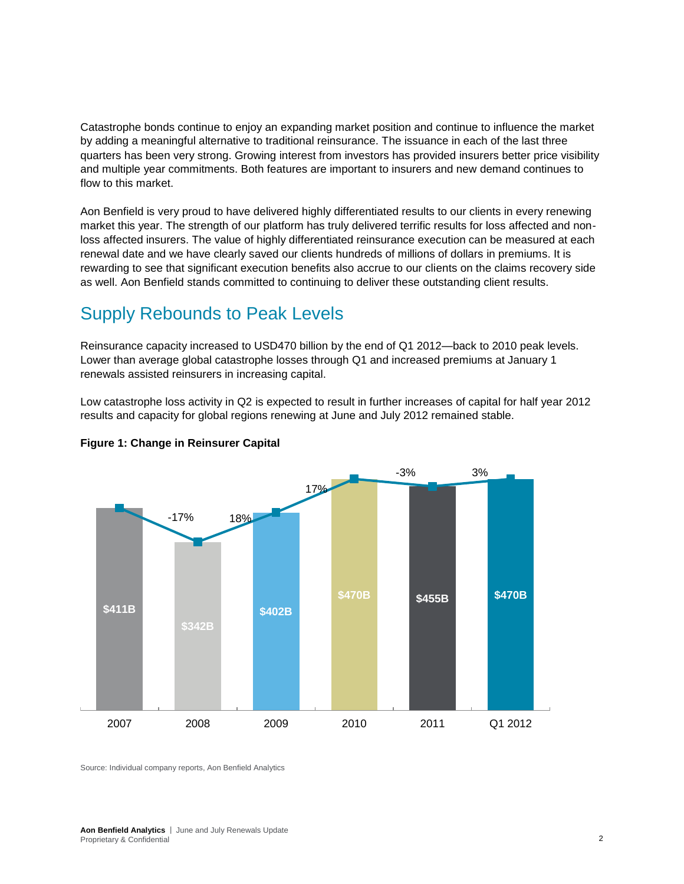Catastrophe bonds continue to enjoy an expanding market position and continue to influence the market by adding a meaningful alternative to traditional reinsurance. The issuance in each of the last three quarters has been very strong. Growing interest from investors has provided insurers better price visibility and multiple year commitments. Both features are important to insurers and new demand continues to flow to this market.

Aon Benfield is very proud to have delivered highly differentiated results to our clients in every renewing market this year. The strength of our platform has truly delivered terrific results for loss affected and non-loss affected insurers. The value of highly differentiated reinsurance execution can be measured at each renewal date and we have clearly saved our clients hundreds of millions of dollars in premiums. It is rewarding to see that significant execution benefits also accrue to our clients on the claims recovery side as well. Aon Benfield stands committed to continuing to deliver these outstanding client results.

## Supply Rebounds to Peak Levels

Reinsurance capacity increased to USD470 billion by the end of Q1 2012—back to 2010 peak levels. Lower than average global catastrophe losses through Q1 and increased premiums at January 1 renewals assisted reinsurers in increasing capital.

Low catastrophe loss activity in Q2 is expected to result in further increases of capital for half year 2012 results and capacity for global regions renewing at June and July 2012 remained stable.

**Figure 1: Change in Reinsurer Capital**

| Period | Capital | Change |
|---|---|---|
| 2007 | $411B | |
| 2008 | $342B | -17% |
| 2009 | $402B | 18% |
| 2010 | $470B | 17% |
| 2011 | $455B | -3% |
| Q1 2012 | $470B | 3% |

Source: Individual company reports, Aon Benfield Analytics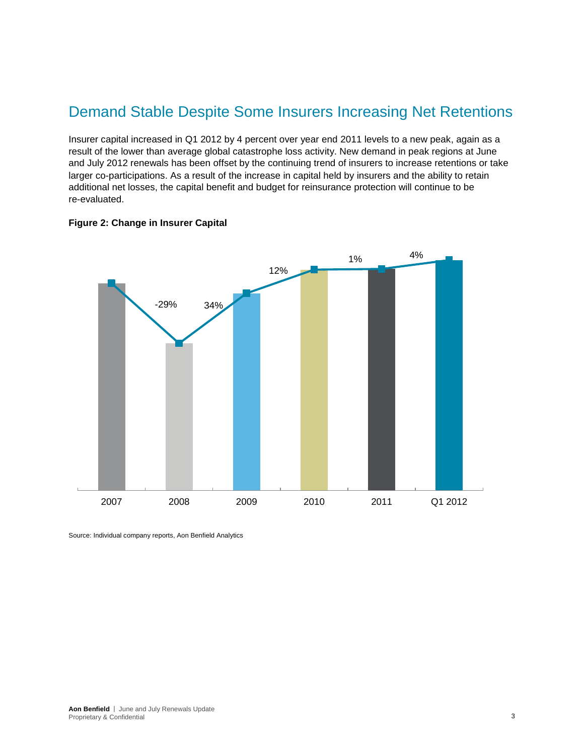## Demand Stable Despite Some Insurers Increasing Net Retentions

Insurer capital increased in Q1 2012 by 4 percent over year end 2011 levels to a new peak, again as a result of the lower than average global catastrophe loss activity. New demand in peak regions at June and July 2012 renewals has been offset by the continuing trend of insurers to increase retentions or take larger co-participations. As a result of the increase in capital held by insurers and the ability to retain additional net losses, the capital benefit and budget for reinsurance protection will continue to be re-evaluated.

**Figure 2: Change in Insurer Capital**

| Period | Change |
|---|---|
| 2007 | |
| 2008 | -29% |
| 2009 | 34% |
| 2010 | 12% |
| 2011 | 1% |
| Q1 2012 | 4% |

Source: Individual company reports, Aon Benfield Analytics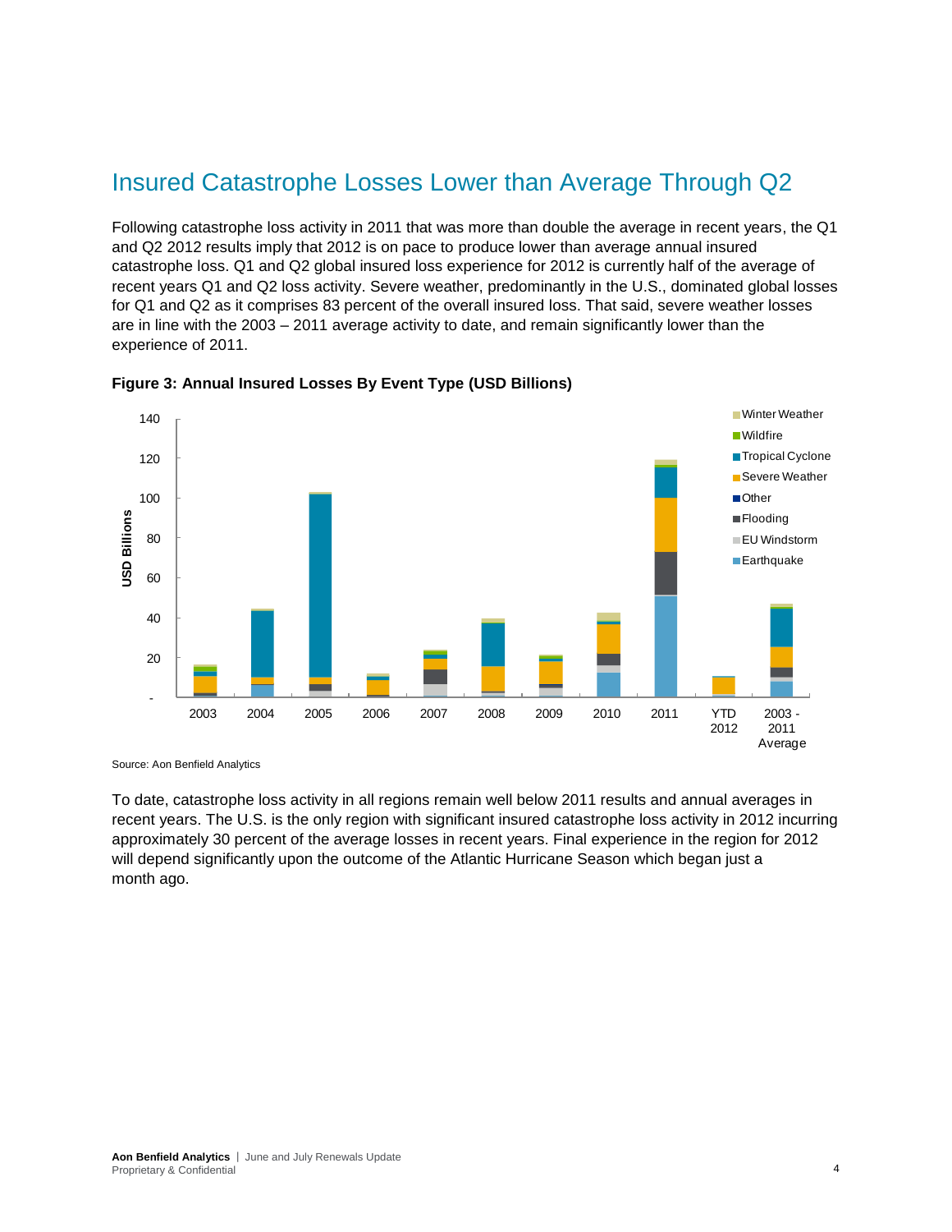# Insured Catastrophe Losses Lower than Average Through Q2

Following catastrophe loss activity in 2011 that was more than double the average in recent years, the Q1 and Q2 2012 results imply that 2012 is on pace to produce lower than average annual insured catastrophe loss. Q1 and Q2 global insured loss experience for 2012 is currently half of the average of recent years Q1 and Q2 loss activity. Severe weather, predominantly in the U.S., dominated global losses for Q1 and Q2 as it comprises 83 percent of the overall insured loss. That said, severe weather losses are in line with the 2003 – 2011 average activity to date, and remain significantly lower than the experience of 2011.

**Figure 3: Annual Insured Losses By Event Type (USD Billions)**

Source: Aon Benfield Analytics

To date, catastrophe loss activity in all regions remain well below 2011 results and annual averages in recent years. The U.S. is the only region with significant insured catastrophe loss activity in 2012 incurring approximately 30 percent of the average losses in recent years. Final experience in the region for 2012 will depend significantly upon the outcome of the Atlantic Hurricane Season which began just a month ago.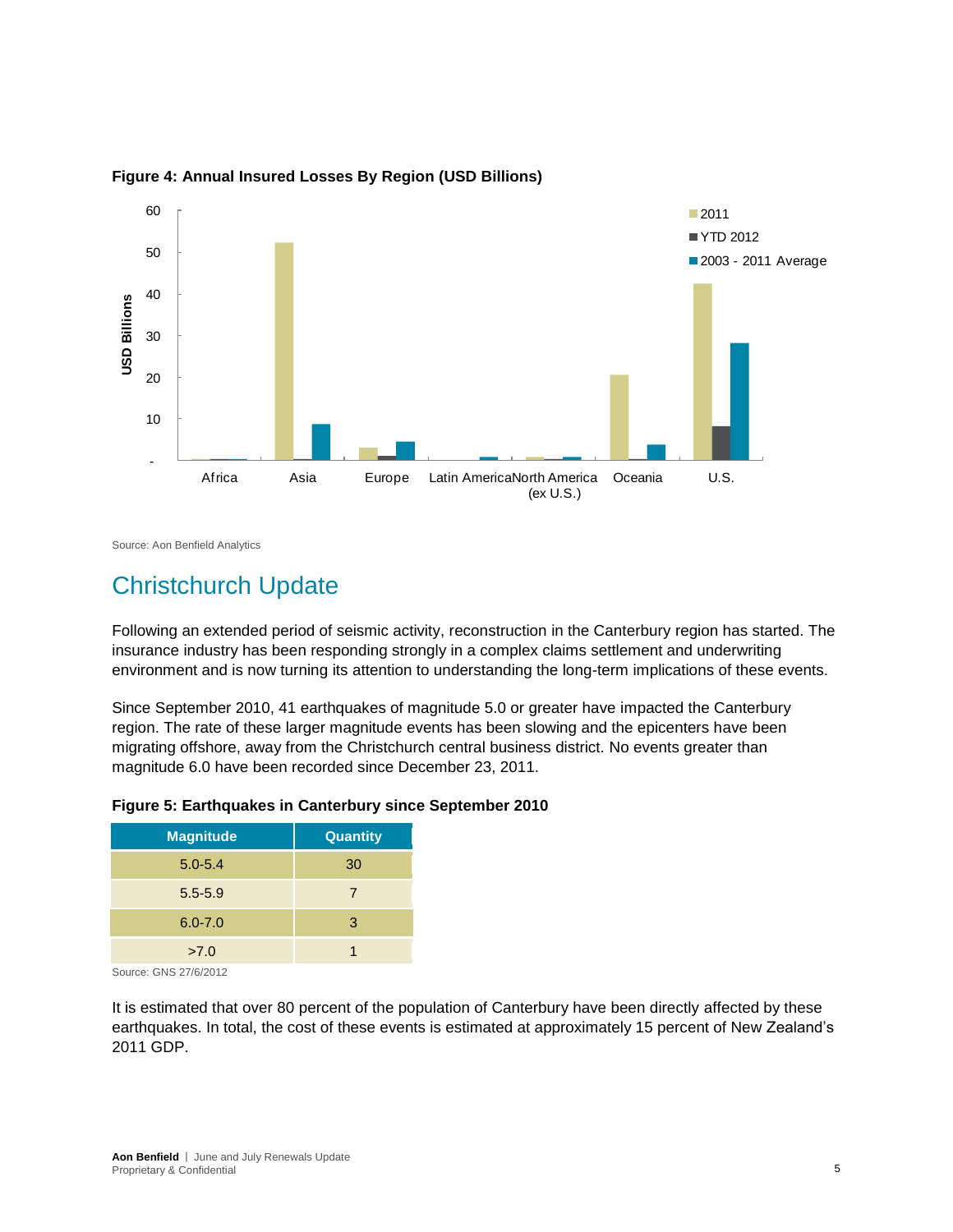**Figure 4: Annual Insured Losses By Region (USD Billions)**

Source: Aon Benfield Analytics

## Christchurch Update

Following an extended period of seismic activity, reconstruction in the Canterbury region has started. The insurance industry has been responding strongly in a complex claims settlement and underwriting environment and is now turning its attention to understanding the long-term implications of these events.

Since September 2010, 41 earthquakes of magnitude 5.0 or greater have impacted the Canterbury region. The rate of these larger magnitude events has been slowing and the epicenters have been migrating offshore, away from the Christchurch central business district. No events greater than magnitude 6.0 have been recorded since December 23, 2011.

**Figure 5: Earthquakes in Canterbury since September 2010**

| Magnitude | Quantity |
| --- | --- |
| 5.0-5.4 | 30 |
| 5.5-5.9 | 7 |
| 6.0-7.0 | 3 |
| >7.0 | 1 |

Source: GNS 27/6/2012

It is estimated that over 80 percent of the population of Canterbury have been directly affected by these earthquakes. In total, the cost of these events is estimated at approximately 15 percent of New Zealand's 2011 GDP.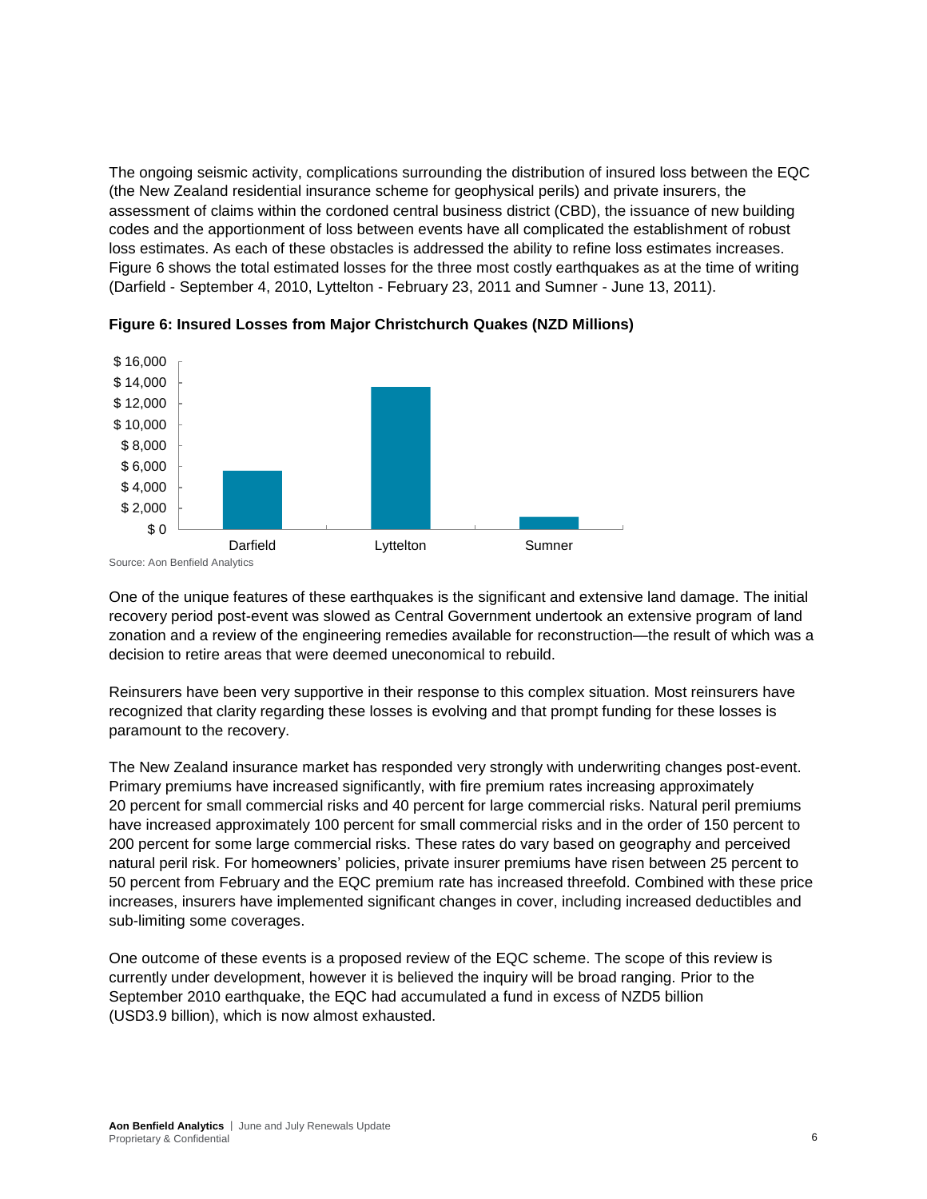The ongoing seismic activity, complications surrounding the distribution of insured loss between the EQC (the New Zealand residential insurance scheme for geophysical perils) and private insurers, the assessment of claims within the cordoned central business district (CBD), the issuance of new building codes and the apportionment of loss between events have all complicated the establishment of robust loss estimates. As each of these obstacles is addressed the ability to refine loss estimates increases. Figure 6 shows the total estimated losses for the three most costly earthquakes as at the time of writing (Darfield - September 4, 2010, Lyttelton - February 23, 2011 and Sumner - June 13, 2011).

**Figure 6: Insured Losses from Major Christchurch Quakes (NZD Millions)**

Source: Aon Benfield Analytics

One of the unique features of these earthquakes is the significant and extensive land damage. The initial recovery period post-event was slowed as Central Government undertook an extensive program of land zonation and a review of the engineering remedies available for reconstruction—the result of which was a decision to retire areas that were deemed uneconomical to rebuild.

Reinsurers have been very supportive in their response to this complex situation. Most reinsurers have recognized that clarity regarding these losses is evolving and that prompt funding for these losses is paramount to the recovery.

The New Zealand insurance market has responded very strongly with underwriting changes post-event. Primary premiums have increased significantly, with fire premium rates increasing approximately 20 percent for small commercial risks and 40 percent for large commercial risks. Natural peril premiums have increased approximately 100 percent for small commercial risks and in the order of 150 percent to 200 percent for some large commercial risks. These rates do vary based on geography and perceived natural peril risk. For homeowners' policies, private insurer premiums have risen between 25 percent to 50 percent from February and the EQC premium rate has increased threefold. Combined with these price increases, insurers have implemented significant changes in cover, including increased deductibles and sub-limiting some coverages.

One outcome of these events is a proposed review of the EQC scheme. The scope of this review is currently under development, however it is believed the inquiry will be broad ranging. Prior to the September 2010 earthquake, the EQC had accumulated a fund in excess of NZD5 billion (USD3.9 billion), which is now almost exhausted.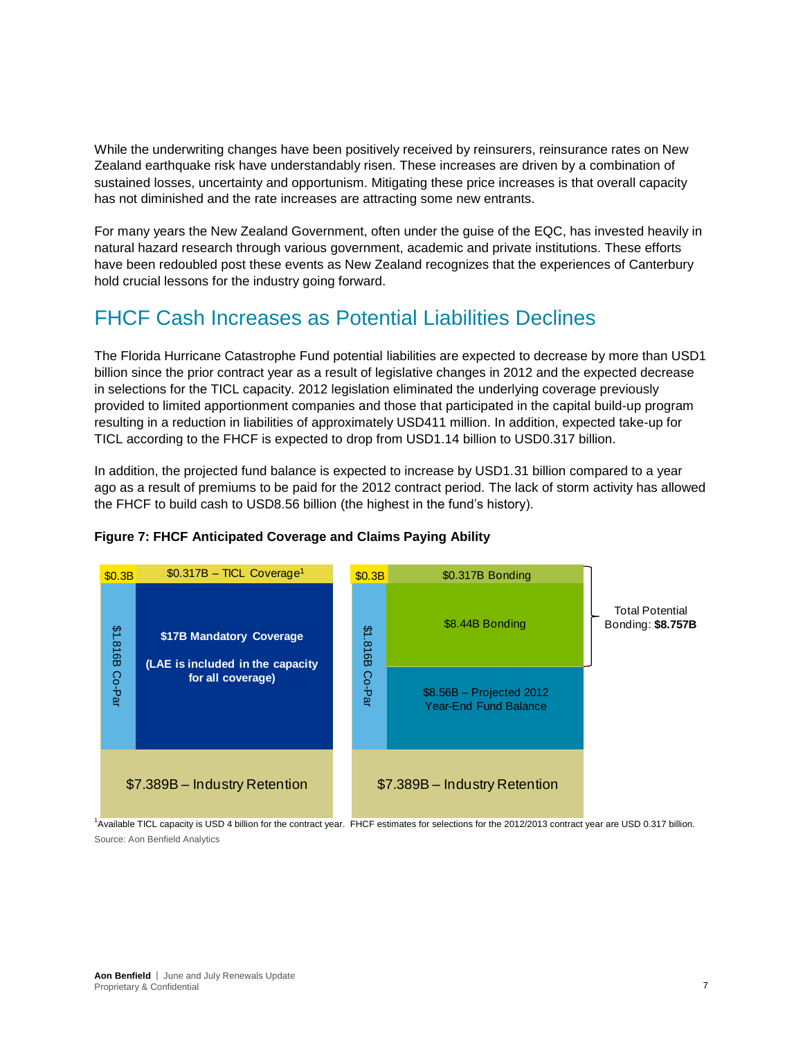While the underwriting changes have been positively received by reinsurers, reinsurance rates on New Zealand earthquake risk have understandably risen. These increases are driven by a combination of sustained losses, uncertainty and opportunism. Mitigating these price increases is that overall capacity has not diminished and the rate increases are attracting some new entrants.

For many years the New Zealand Government, often under the guise of the EQC, has invested heavily in natural hazard research through various government, academic and private institutions. These efforts have been redoubled post these events as New Zealand recognizes that the experiences of Canterbury hold crucial lessons for the industry going forward.

## FHCF Cash Increases as Potential Liabilities Declines

The Florida Hurricane Catastrophe Fund potential liabilities are expected to decrease by more than USD1 billion since the prior contract year as a result of legislative changes in 2012 and the expected decrease in selections for the TICL capacity. 2012 legislation eliminated the underlying coverage previously provided to limited apportionment companies and those that participated in the capital build-up program resulting in a reduction in liabilities of approximately USD411 million. In addition, expected take-up for TICL according to the FHCF is expected to drop from USD1.14 billion to USD0.317 billion.

In addition, the projected fund balance is expected to increase by USD1.31 billion compared to a year ago as a result of premiums to be paid for the 2012 contract period. The lack of storm activity has allowed the FHCF to build cash to USD8.56 billion (the highest in the fund's history).

**Figure 7: FHCF Anticipated Coverage and Claims Paying Ability**

| Anticipated Coverage | | Claims Paying Ability | |
|---|---|---|---|
| $0.3B | $0.317B – TICL Coverage[1] | $0.3B | $0.317B Bonding |
| $1.816B Co-Par | $17B Mandatory Coverage (LAE is included in the capacity for all coverage) | $1.816B Co-Par | $8.44B Bonding |
| | | | $8.56B – Projected 2012 Year-End Fund Balance |
| $7.389B – Industry Retention | | $7.389B – Industry Retention | |

Total Potential Bonding: **$8.757B**

[1]Available TICL capacity is USD 4 billion for the contract year. FHCF estimates for selections for the 2012/2013 contract year are USD 0.317 billion.

Source: Aon Benfield Analytics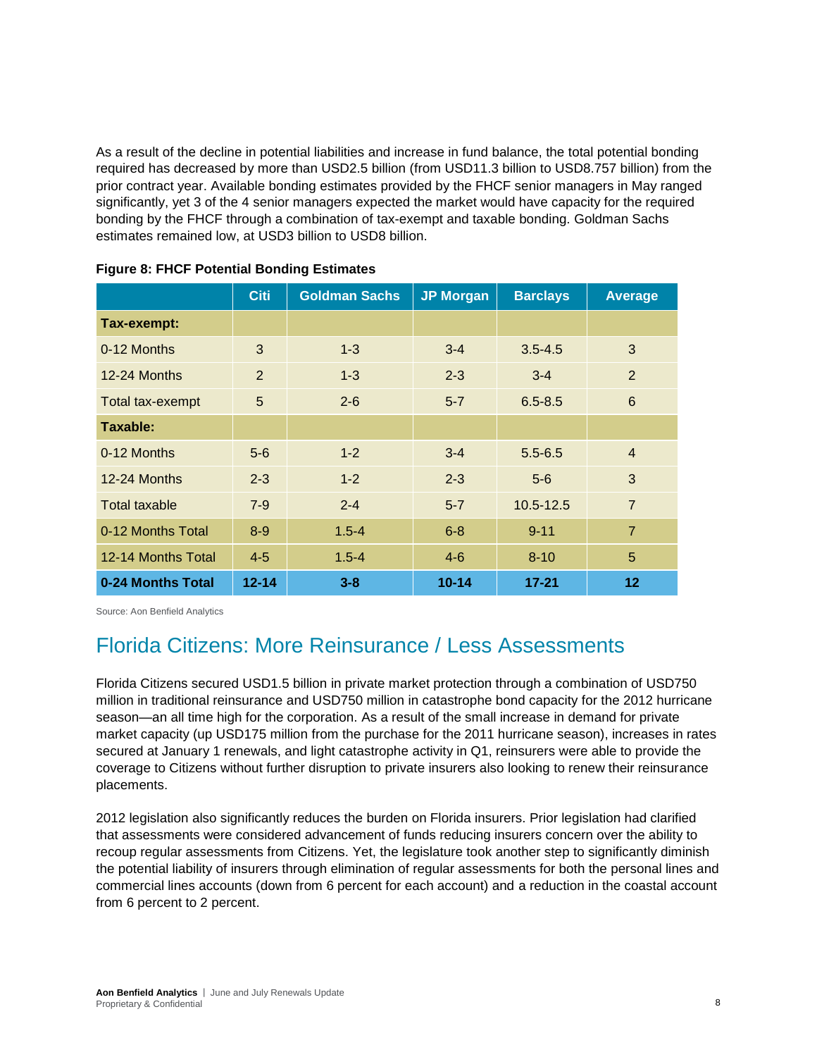As a result of the decline in potential liabilities and increase in fund balance, the total potential bonding required has decreased by more than USD2.5 billion (from USD11.3 billion to USD8.757 billion) from the prior contract year. Available bonding estimates provided by the FHCF senior managers in May ranged significantly, yet 3 of the 4 senior managers expected the market would have capacity for the required bonding by the FHCF through a combination of tax-exempt and taxable bonding. Goldman Sachs estimates remained low, at USD3 billion to USD8 billion.

**Figure 8: FHCF Potential Bonding Estimates**

| | Citi | Goldman Sachs | JP Morgan | Barclays | Average |
|---|---|---|---|---|---|
| **Tax-exempt:** | | | | | |
| 0-12 Months | 3 | 1-3 | 3-4 | 3.5-4.5 | 3 |
| 12-24 Months | 2 | 1-3 | 2-3 | 3-4 | 2 |
| Total tax-exempt | 5 | 2-6 | 5-7 | 6.5-8.5 | 6 |
| **Taxable:** | | | | | |
| 0-12 Months | 5-6 | 1-2 | 3-4 | 5.5-6.5 | 4 |
| 12-24 Months | 2-3 | 1-2 | 2-3 | 5-6 | 3 |
| Total taxable | 7-9 | 2-4 | 5-7 | 10.5-12.5 | 7 |
| 0-12 Months Total | 8-9 | 1.5-4 | 6-8 | 9-11 | 7 |
| 12-14 Months Total | 4-5 | 1.5-4 | 4-6 | 8-10 | 5 |
| **0-24 Months Total** | **12-14** | **3-8** | **10-14** | **17-21** | **12** |

Source: Aon Benfield Analytics

## Florida Citizens: More Reinsurance / Less Assessments

Florida Citizens secured USD1.5 billion in private market protection through a combination of USD750 million in traditional reinsurance and USD750 million in catastrophe bond capacity for the 2012 hurricane season—an all time high for the corporation. As a result of the small increase in demand for private market capacity (up USD175 million from the purchase for the 2011 hurricane season), increases in rates secured at January 1 renewals, and light catastrophe activity in Q1, reinsurers were able to provide the coverage to Citizens without further disruption to private insurers also looking to renew their reinsurance placements.

2012 legislation also significantly reduces the burden on Florida insurers. Prior legislation had clarified that assessments were considered advancement of funds reducing insurers concern over the ability to recoup regular assessments from Citizens. Yet, the legislature took another step to significantly diminish the potential liability of insurers through elimination of regular assessments for both the personal lines and commercial lines accounts (down from 6 percent for each account) and a reduction in the coastal account from 6 percent to 2 percent.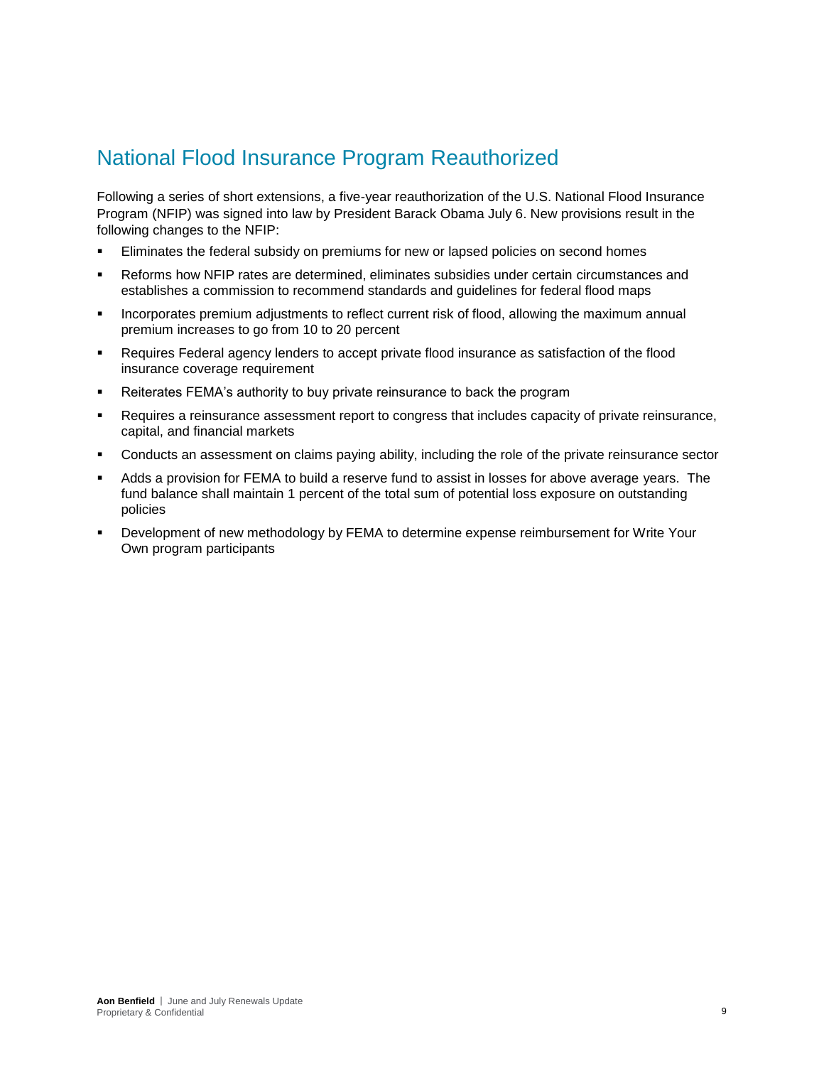# National Flood Insurance Program Reauthorized

Following a series of short extensions, a five-year reauthorization of the U.S. National Flood Insurance Program (NFIP) was signed into law by President Barack Obama July 6. New provisions result in the following changes to the NFIP:

- Eliminates the federal subsidy on premiums for new or lapsed policies on second homes
- Reforms how NFIP rates are determined, eliminates subsidies under certain circumstances and establishes a commission to recommend standards and guidelines for federal flood maps
- Incorporates premium adjustments to reflect current risk of flood, allowing the maximum annual premium increases to go from 10 to 20 percent
- Requires Federal agency lenders to accept private flood insurance as satisfaction of the flood insurance coverage requirement
- Reiterates FEMA's authority to buy private reinsurance to back the program
- Requires a reinsurance assessment report to congress that includes capacity of private reinsurance, capital, and financial markets
- Conducts an assessment on claims paying ability, including the role of the private reinsurance sector
- Adds a provision for FEMA to build a reserve fund to assist in losses for above average years. The fund balance shall maintain 1 percent of the total sum of potential loss exposure on outstanding policies
- Development of new methodology by FEMA to determine expense reimbursement for Write Your Own program participants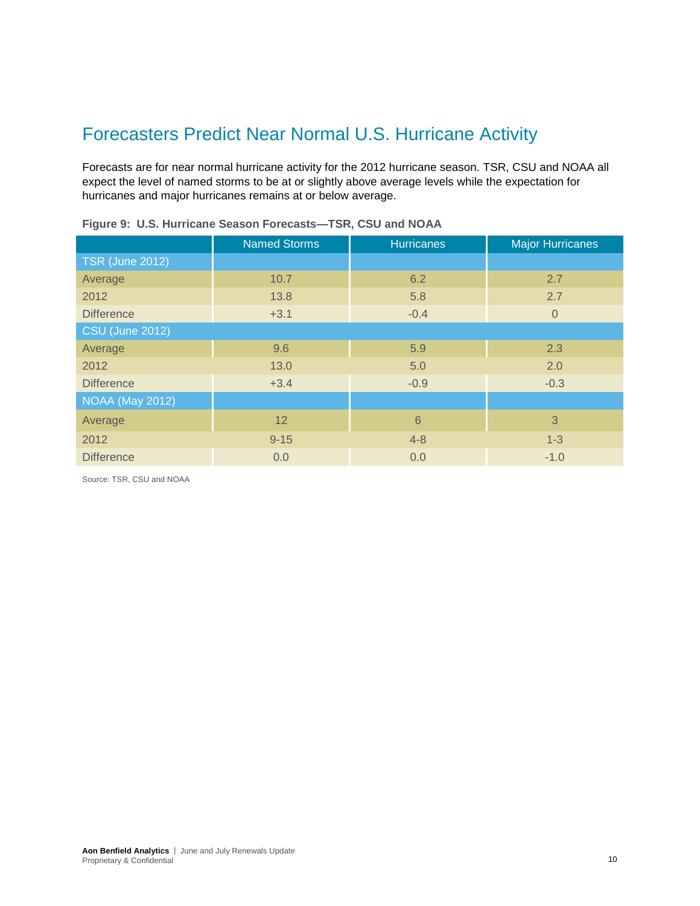# Forecasters Predict Near Normal U.S. Hurricane Activity

Forecasts are for near normal hurricane activity for the 2012 hurricane season. TSR, CSU and NOAA all expect the level of named storms to be at or slightly above average levels while the expectation for hurricanes and major hurricanes remains at or below average.

**Figure 9: U.S. Hurricane Season Forecasts—TSR, CSU and NOAA**

| | Named Storms | Hurricanes | Major Hurricanes |
|---|---|---|---|
| TSR (June 2012) | | | |
| Average | 10.7 | 6.2 | 2.7 |
| 2012 | 13.8 | 5.8 | 2.7 |
| Difference | +3.1 | -0.4 | 0 |
| CSU (June 2012) | | | |
| Average | 9.6 | 5.9 | 2.3 |
| 2012 | 13.0 | 5.0 | 2.0 |
| Difference | +3.4 | -0.9 | -0.3 |
| NOAA (May 2012) | | | |
| Average | 12 | 6 | 3 |
| 2012 | 9-15 | 4-8 | 1-3 |
| Difference | 0.0 | 0.0 | -1.0 |

Source: TSR, CSU and NOAA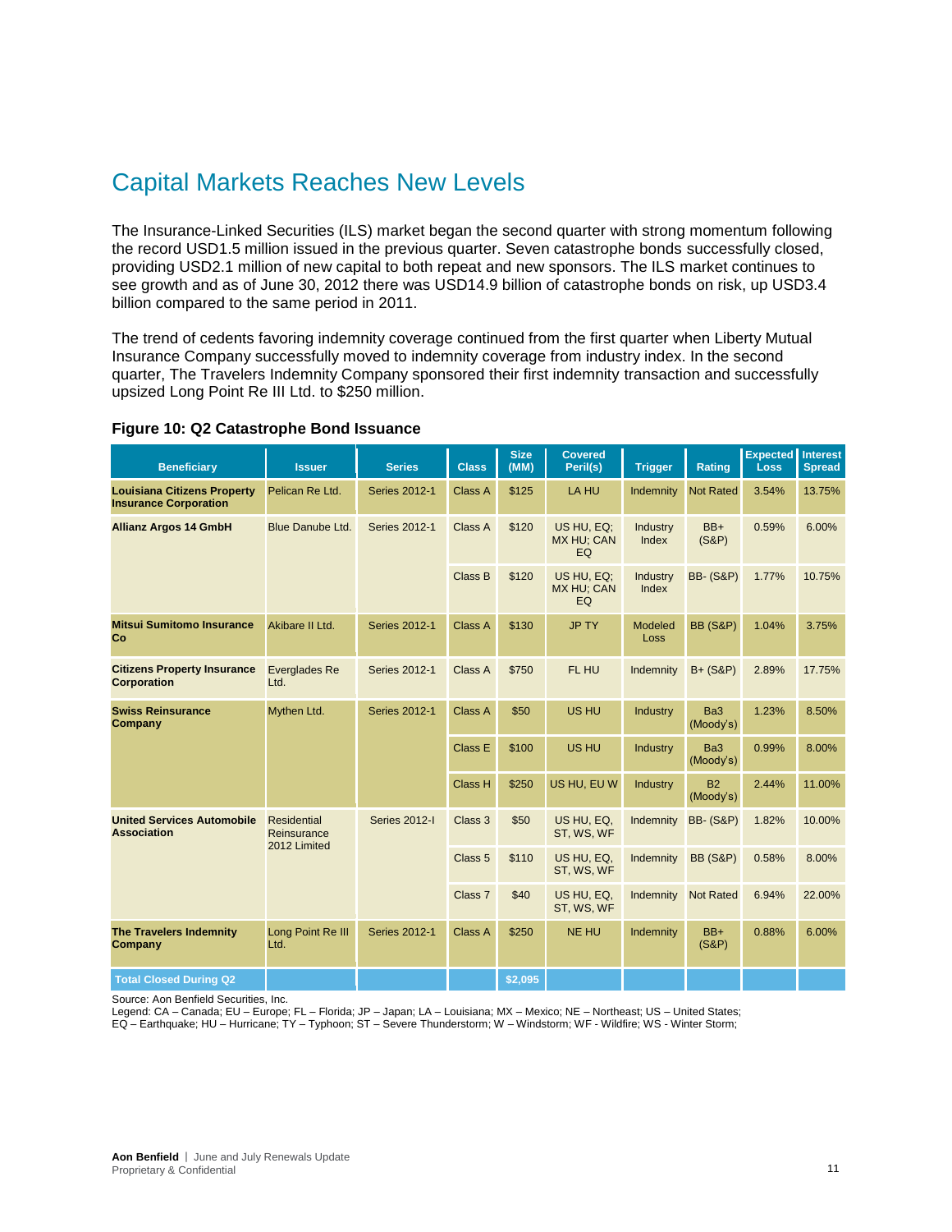# Capital Markets Reaches New Levels

The Insurance-Linked Securities (ILS) market began the second quarter with strong momentum following the record USD1.5 million issued in the previous quarter. Seven catastrophe bonds successfully closed, providing USD2.1 million of new capital to both repeat and new sponsors. The ILS market continues to see growth and as of June 30, 2012 there was USD14.9 billion of catastrophe bonds on risk, up USD3.4 billion compared to the same period in 2011.

The trend of cedents favoring indemnity coverage continued from the first quarter when Liberty Mutual Insurance Company successfully moved to indemnity coverage from industry index. In the second quarter, The Travelers Indemnity Company sponsored their first indemnity transaction and successfully upsized Long Point Re III Ltd. to $250 million.

**Figure 10: Q2 Catastrophe Bond Issuance**

| Beneficiary | Issuer | Series | Class | Size (MM) | Covered Peril(s) | Trigger | Rating | Expected Loss | Interest Spread |
|---|---|---|---|---|---|---|---|---|---|
| **Louisiana Citizens Property Insurance Corporation** | Pelican Re Ltd. | Series 2012-1 | Class A | $125 | LA HU | Indemnity | Not Rated | 3.54% | 13.75% |
| **Allianz Argos 14 GmbH** | Blue Danube Ltd. | Series 2012-1 | Class A | $120 | US HU, EQ; MX HU; CAN EQ | Industry Index | BB+ (S&P) | 0.59% | 6.00% |
| | | | Class B | $120 | US HU, EQ; MX HU; CAN EQ | Industry Index | BB- (S&P) | 1.77% | 10.75% |
| **Mitsui Sumitomo Insurance Co** | Akibare II Ltd. | Series 2012-1 | Class A | $130 | JP TY | Modeled Loss | BB (S&P) | 1.04% | 3.75% |
| **Citizens Property Insurance Corporation** | Everglades Re Ltd. | Series 2012-1 | Class A | $750 | FL HU | Indemnity | B+ (S&P) | 2.89% | 17.75% |
| **Swiss Reinsurance Company** | Mythen Ltd. | Series 2012-1 | Class A | $50 | US HU | Industry | Ba3 (Moody's) | 1.23% | 8.50% |
| | | | Class E | $100 | US HU | Industry | Ba3 (Moody's) | 0.99% | 8.00% |
| | | | Class H | $250 | US HU, EU W | Industry | B2 (Moody's) | 2.44% | 11.00% |
| **United Services Automobile Association** | Residential Reinsurance 2012 Limited | Series 2012-I | Class 3 | $50 | US HU, EQ, ST, WS, WF | Indemnity | BB- (S&P) | 1.82% | 10.00% |
| | | | Class 5 | $110 | US HU, EQ, ST, WS, WF | Indemnity | BB (S&P) | 0.58% | 8.00% |
| | | | Class 7 | $40 | US HU, EQ, ST, WS, WF | Indemnity | Not Rated | 6.94% | 22.00% |
| **The Travelers Indemnity Company** | Long Point Re III Ltd. | Series 2012-1 | Class A | $250 | NE HU | Indemnity | BB+ (S&P) | 0.88% | 6.00% |
| **Total Closed During Q2** | | | | **$2,095** | | | | | |

Source: Aon Benfield Securities, Inc.
Legend: CA – Canada; EU – Europe; FL – Florida; JP – Japan; LA – Louisiana; MX – Mexico; NE – Northeast; US – United States; EQ – Earthquake; HU – Hurricane; TY – Typhoon; ST – Severe Thunderstorm; W – Windstorm; WF - Wildfire; WS - Winter Storm;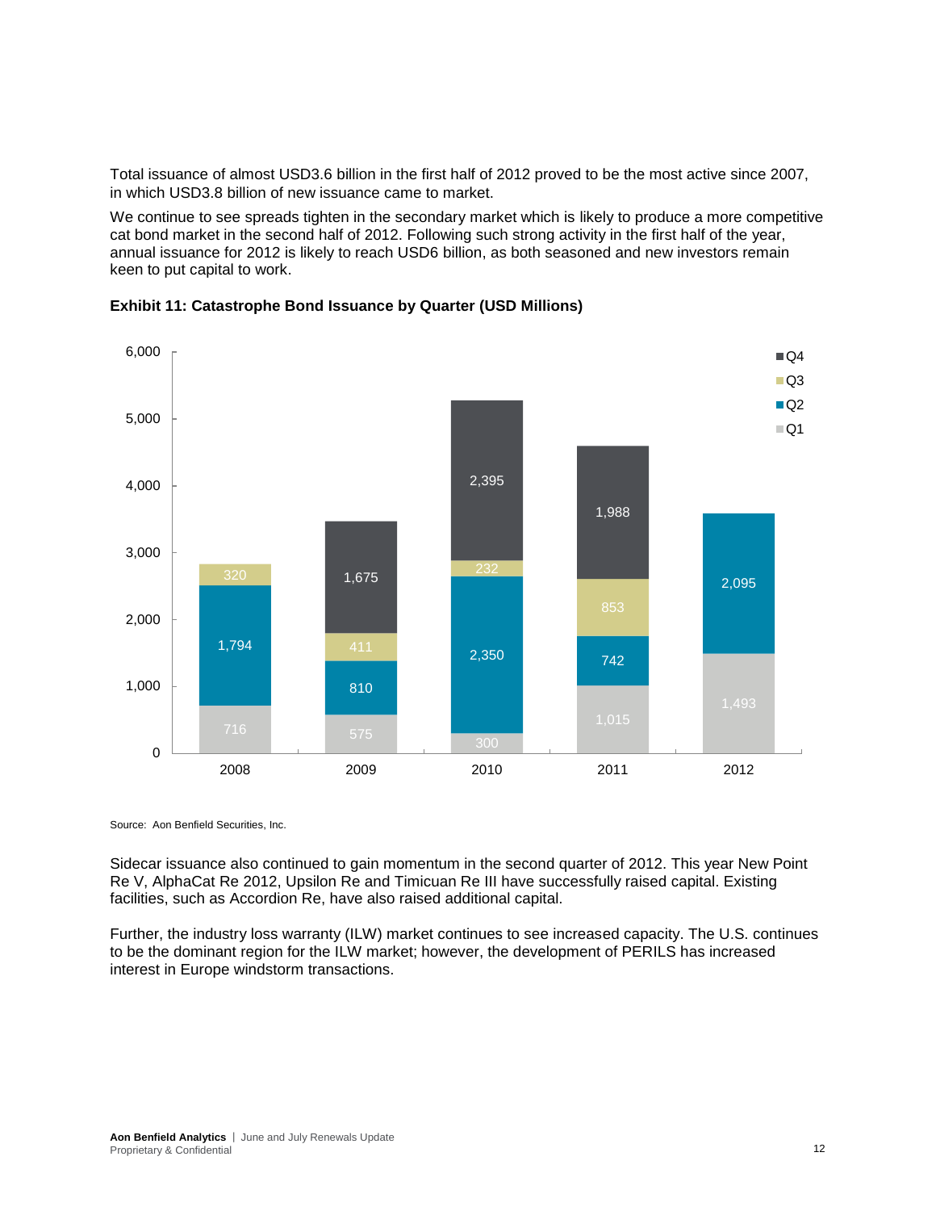Total issuance of almost USD3.6 billion in the first half of 2012 proved to be the most active since 2007, in which USD3.8 billion of new issuance came to market.

We continue to see spreads tighten in the secondary market which is likely to produce a more competitive cat bond market in the second half of 2012. Following such strong activity in the first half of the year, annual issuance for 2012 is likely to reach USD6 billion, as both seasoned and new investors remain keen to put capital to work.

**Exhibit 11: Catastrophe Bond Issuance by Quarter (USD Millions)**

| Year | Q1 | Q2 | Q3 | Q4 |
|---|---|---|---|---|
| 2008 | 716 | 1,794 | 320 | |
| 2009 | 575 | 810 | 411 | 1,675 |
| 2010 | 300 | 2,350 | 232 | 2,395 |
| 2011 | 1,015 | 742 | 853 | 1,988 |
| 2012 | 1,493 | 2,095 | | |

Source: Aon Benfield Securities, Inc.

Sidecar issuance also continued to gain momentum in the second quarter of 2012. This year New Point Re V, AlphaCat Re 2012, Upsilon Re and Timicuan Re III have successfully raised capital. Existing facilities, such as Accordion Re, have also raised additional capital.

Further, the industry loss warranty (ILW) market continues to see increased capacity. The U.S. continues to be the dominant region for the ILW market; however, the development of PERILS has increased interest in Europe windstorm transactions.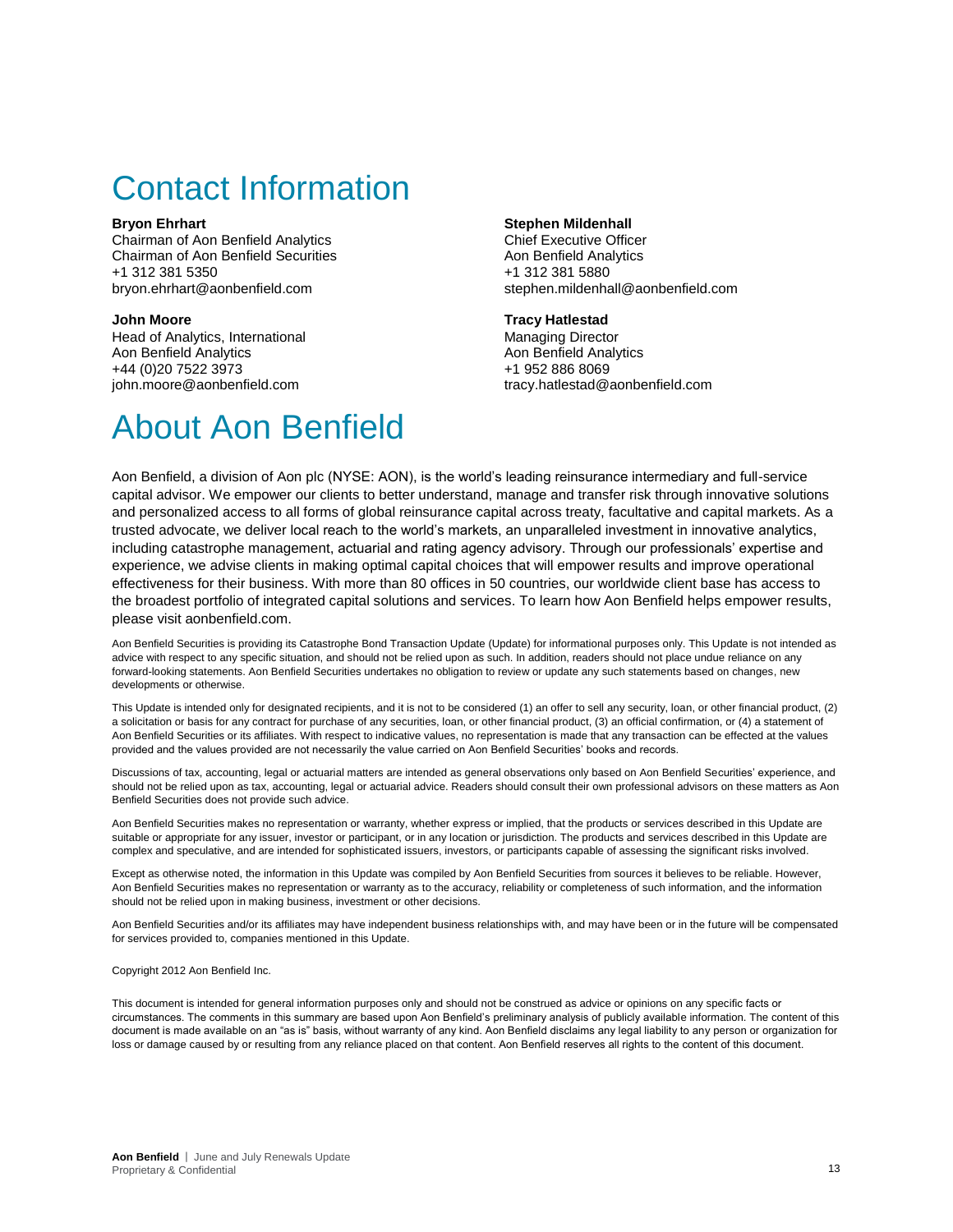# Contact Information

**Bryon Ehrhart**
Chairman of Aon Benfield Analytics
Chairman of Aon Benfield Securities
+1 312 381 5350
bryon.ehrhart@aonbenfield.com

**Stephen Mildenhall**
Chief Executive Officer
Aon Benfield Analytics
+1 312 381 5880
stephen.mildenhall@aonbenfield.com

**John Moore**
Head of Analytics, International
Aon Benfield Analytics
+44 (0)20 7522 3973
john.moore@aonbenfield.com

**Tracy Hatlestad**
Managing Director
Aon Benfield Analytics
+1 952 886 8069
tracy.hatlestad@aonbenfield.com

# About Aon Benfield

Aon Benfield, a division of Aon plc (NYSE: AON), is the world's leading reinsurance intermediary and full-service capital advisor. We empower our clients to better understand, manage and transfer risk through innovative solutions and personalized access to all forms of global reinsurance capital across treaty, facultative and capital markets. As a trusted advocate, we deliver local reach to the world's markets, an unparalleled investment in innovative analytics, including catastrophe management, actuarial and rating agency advisory. Through our professionals' expertise and experience, we advise clients in making optimal capital choices that will empower results and improve operational effectiveness for their business. With more than 80 offices in 50 countries, our worldwide client base has access to the broadest portfolio of integrated capital solutions and services. To learn how Aon Benfield helps empower results, please visit aonbenfield.com.

Aon Benfield Securities is providing its Catastrophe Bond Transaction Update (Update) for informational purposes only. This Update is not intended as advice with respect to any specific situation, and should not be relied upon as such. In addition, readers should not place undue reliance on any forward-looking statements. Aon Benfield Securities undertakes no obligation to review or update any such statements based on changes, new developments or otherwise.

This Update is intended only for designated recipients, and it is not to be considered (1) an offer to sell any security, loan, or other financial product, (2) a solicitation or basis for any contract for purchase of any securities, loan, or other financial product, (3) an official confirmation, or (4) a statement of Aon Benfield Securities or its affiliates. With respect to indicative values, no representation is made that any transaction can be effected at the values provided and the values provided are not necessarily the value carried on Aon Benfield Securities' books and records.

Discussions of tax, accounting, legal or actuarial matters are intended as general observations only based on Aon Benfield Securities' experience, and should not be relied upon as tax, accounting, legal or actuarial advice. Readers should consult their own professional advisors on these matters as Aon Benfield Securities does not provide such advice.

Aon Benfield Securities makes no representation or warranty, whether express or implied, that the products or services described in this Update are suitable or appropriate for any issuer, investor or participant, or in any location or jurisdiction. The products and services described in this Update are complex and speculative, and are intended for sophisticated issuers, investors, or participants capable of assessing the significant risks involved.

Except as otherwise noted, the information in this Update was compiled by Aon Benfield Securities from sources it believes to be reliable. However, Aon Benfield Securities makes no representation or warranty as to the accuracy, reliability or completeness of such information, and the information should not be relied upon in making business, investment or other decisions.

Aon Benfield Securities and/or its affiliates may have independent business relationships with, and may have been or in the future will be compensated for services provided to, companies mentioned in this Update.

Copyright 2012 Aon Benfield Inc.

This document is intended for general information purposes only and should not be construed as advice or opinions on any specific facts or circumstances. The comments in this summary are based upon Aon Benfield's preliminary analysis of publicly available information. The content of this document is made available on an "as is" basis, without warranty of any kind. Aon Benfield disclaims any legal liability to any person or organization for loss or damage caused by or resulting from any reliance placed on that content. Aon Benfield reserves all rights to the content of this document.